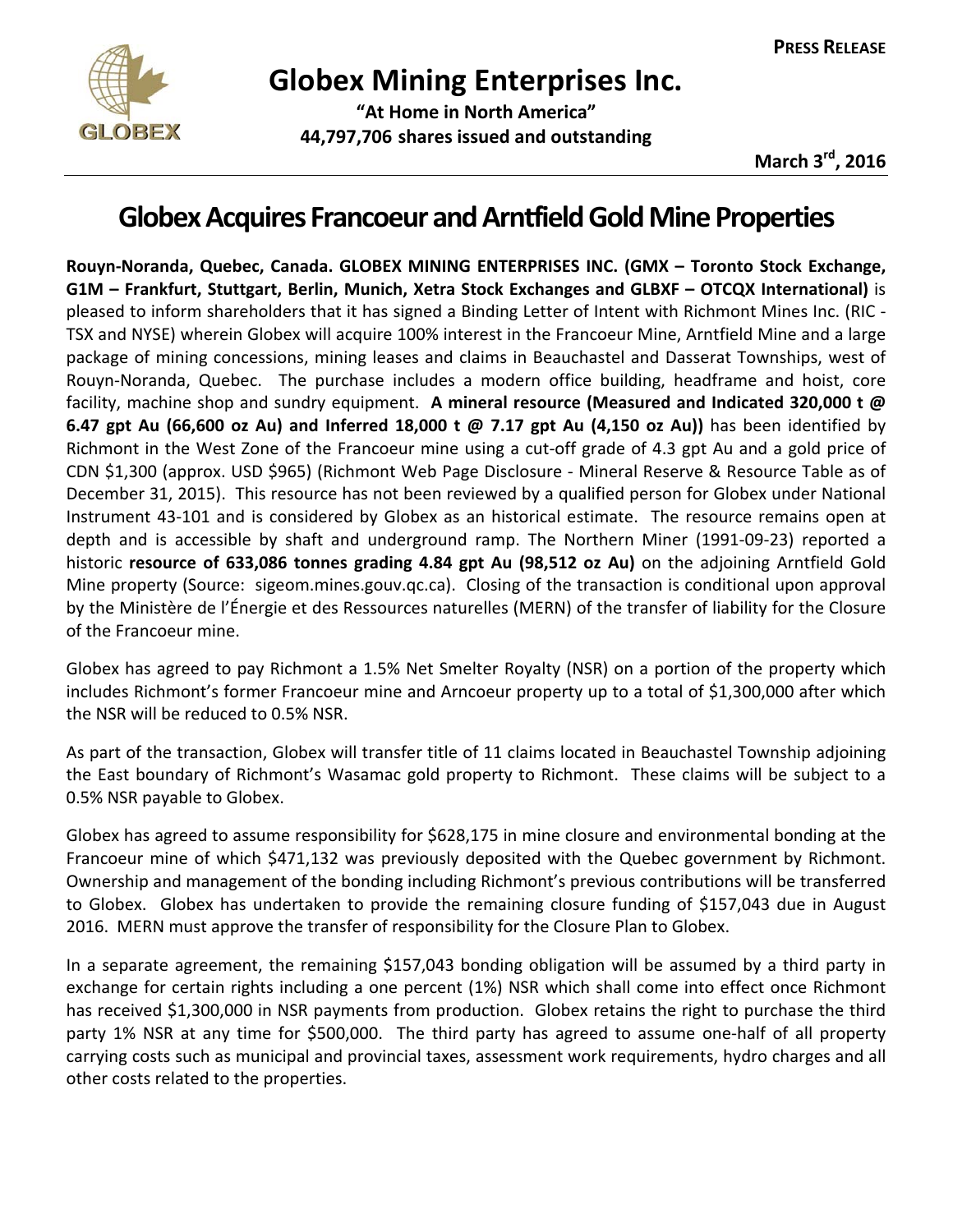**PRESS RELEASE**

# Globex Mining Enterprises Inc.

**"At Home in North America"**
**44,797,706 shares issued and outstanding**

**March 3rd, 2016**

## Globex Acquires Francoeur and Arntfield Gold Mine Properties

**Rouyn-Noranda, Quebec, Canada. GLOBEX MINING ENTERPRISES INC. (GMX – Toronto Stock Exchange, G1M – Frankfurt, Stuttgart, Berlin, Munich, Xetra Stock Exchanges and GLBXF – OTCQX International)** is pleased to inform shareholders that it has signed a Binding Letter of Intent with Richmont Mines Inc. (RIC - TSX and NYSE) wherein Globex will acquire 100% interest in the Francoeur Mine, Arntfield Mine and a large package of mining concessions, mining leases and claims in Beauchastel and Dasserat Townships, west of Rouyn-Noranda, Quebec. The purchase includes a modern office building, headframe and hoist, core facility, machine shop and sundry equipment. **A mineral resource (Measured and Indicated 320,000 t @ 6.47 gpt Au (66,600 oz Au) and Inferred 18,000 t @ 7.17 gpt Au (4,150 oz Au))** has been identified by Richmont in the West Zone of the Francoeur mine using a cut-off grade of 4.3 gpt Au and a gold price of CDN $1,300 (approx. USD $965) (Richmont Web Page Disclosure - Mineral Reserve & Resource Table as of December 31, 2015). This resource has not been reviewed by a qualified person for Globex under National Instrument 43-101 and is considered by Globex as an historical estimate. The resource remains open at depth and is accessible by shaft and underground ramp. The Northern Miner (1991-09-23) reported a historic **resource of 633,086 tonnes grading 4.84 gpt Au (98,512 oz Au)** on the adjoining Arntfield Gold Mine property (Source: sigeom.mines.gouv.qc.ca). Closing of the transaction is conditional upon approval by the Ministère de l'Énergie et des Ressources naturelles (MERN) of the transfer of liability for the Closure of the Francoeur mine.

Globex has agreed to pay Richmont a 1.5% Net Smelter Royalty (NSR) on a portion of the property which includes Richmont's former Francoeur mine and Arncoeur property up to a total of $1,300,000 after which the NSR will be reduced to 0.5% NSR.

As part of the transaction, Globex will transfer title of 11 claims located in Beauchastel Township adjoining the East boundary of Richmont's Wasamac gold property to Richmont. These claims will be subject to a 0.5% NSR payable to Globex.

Globex has agreed to assume responsibility for $628,175 in mine closure and environmental bonding at the Francoeur mine of which $471,132 was previously deposited with the Quebec government by Richmont. Ownership and management of the bonding including Richmont's previous contributions will be transferred to Globex. Globex has undertaken to provide the remaining closure funding of $157,043 due in August 2016. MERN must approve the transfer of responsibility for the Closure Plan to Globex.

In a separate agreement, the remaining $157,043 bonding obligation will be assumed by a third party in exchange for certain rights including a one percent (1%) NSR which shall come into effect once Richmont has received $1,300,000 in NSR payments from production. Globex retains the right to purchase the third party 1% NSR at any time for $500,000. The third party has agreed to assume one-half of all property carrying costs such as municipal and provincial taxes, assessment work requirements, hydro charges and all other costs related to the properties.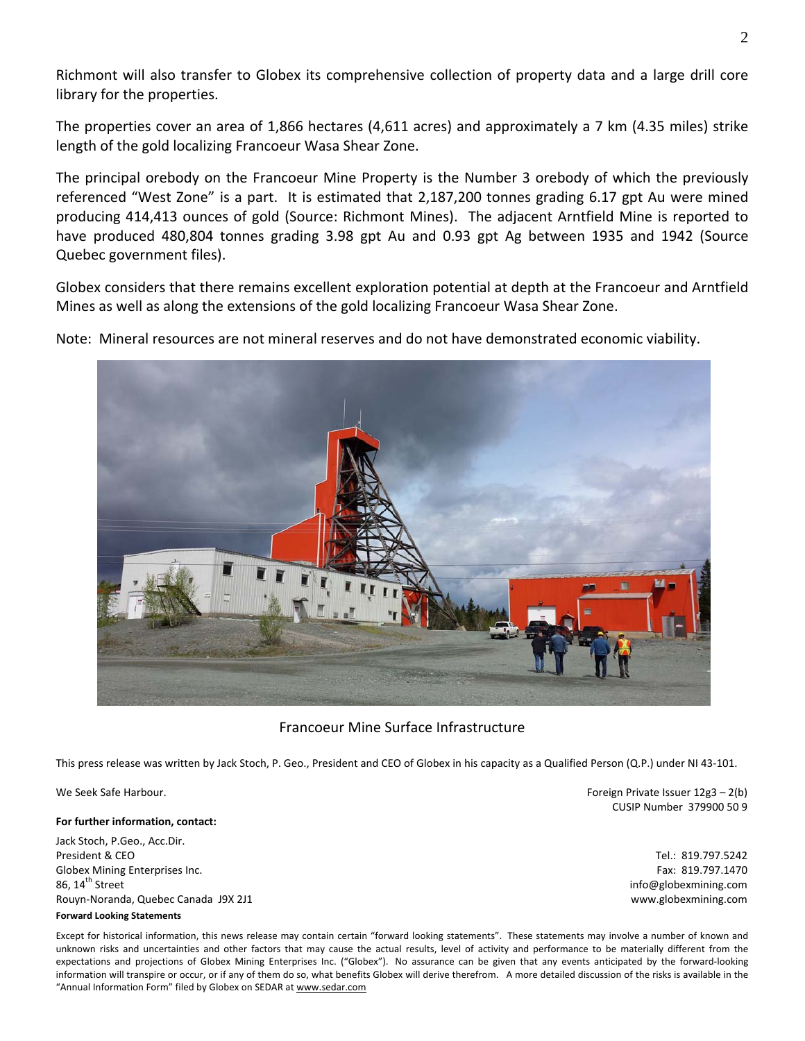Richmont will also transfer to Globex its comprehensive collection of property data and a large drill core library for the properties.

The properties cover an area of 1,866 hectares (4,611 acres) and approximately a 7 km (4.35 miles) strike length of the gold localizing Francoeur Wasa Shear Zone.

The principal orebody on the Francoeur Mine Property is the Number 3 orebody of which the previously referenced "West Zone" is a part. It is estimated that 2,187,200 tonnes grading 6.17 gpt Au were mined producing 414,413 ounces of gold (Source: Richmont Mines). The adjacent Arntfield Mine is reported to have produced 480,804 tonnes grading 3.98 gpt Au and 0.93 gpt Ag between 1935 and 1942 (Source Quebec government files).

Globex considers that there remains excellent exploration potential at depth at the Francoeur and Arntfield Mines as well as along the extensions of the gold localizing Francoeur Wasa Shear Zone.

Note: Mineral resources are not mineral reserves and do not have demonstrated economic viability.

Francoeur Mine Surface Infrastructure

This press release was written by Jack Stoch, P. Geo., President and CEO of Globex in his capacity as a Qualified Person (Q.P.) under NI 43-101.

We Seek Safe Harbour.

Foreign Private Issuer 12g3 – 2(b)
CUSIP Number 379900 50 9

**For further information, contact:**

Jack Stoch, P.Geo., Acc.Dir.
President & CEO
Globex Mining Enterprises Inc.
86, 14th Street
Rouyn-Noranda, Quebec Canada J9X 2J1

Tel.: 819.797.5242
Fax: 819.797.1470
info@globexmining.com
www.globexmining.com

**Forward Looking Statements**

Except for historical information, this news release may contain certain "forward looking statements". These statements may involve a number of known and unknown risks and uncertainties and other factors that may cause the actual results, level of activity and performance to be materially different from the expectations and projections of Globex Mining Enterprises Inc. ("Globex"). No assurance can be given that any events anticipated by the forward-looking information will transpire or occur, or if any of them do so, what benefits Globex will derive therefrom. A more detailed discussion of the risks is available in the "Annual Information Form" filed by Globex on SEDAR at www.sedar.com